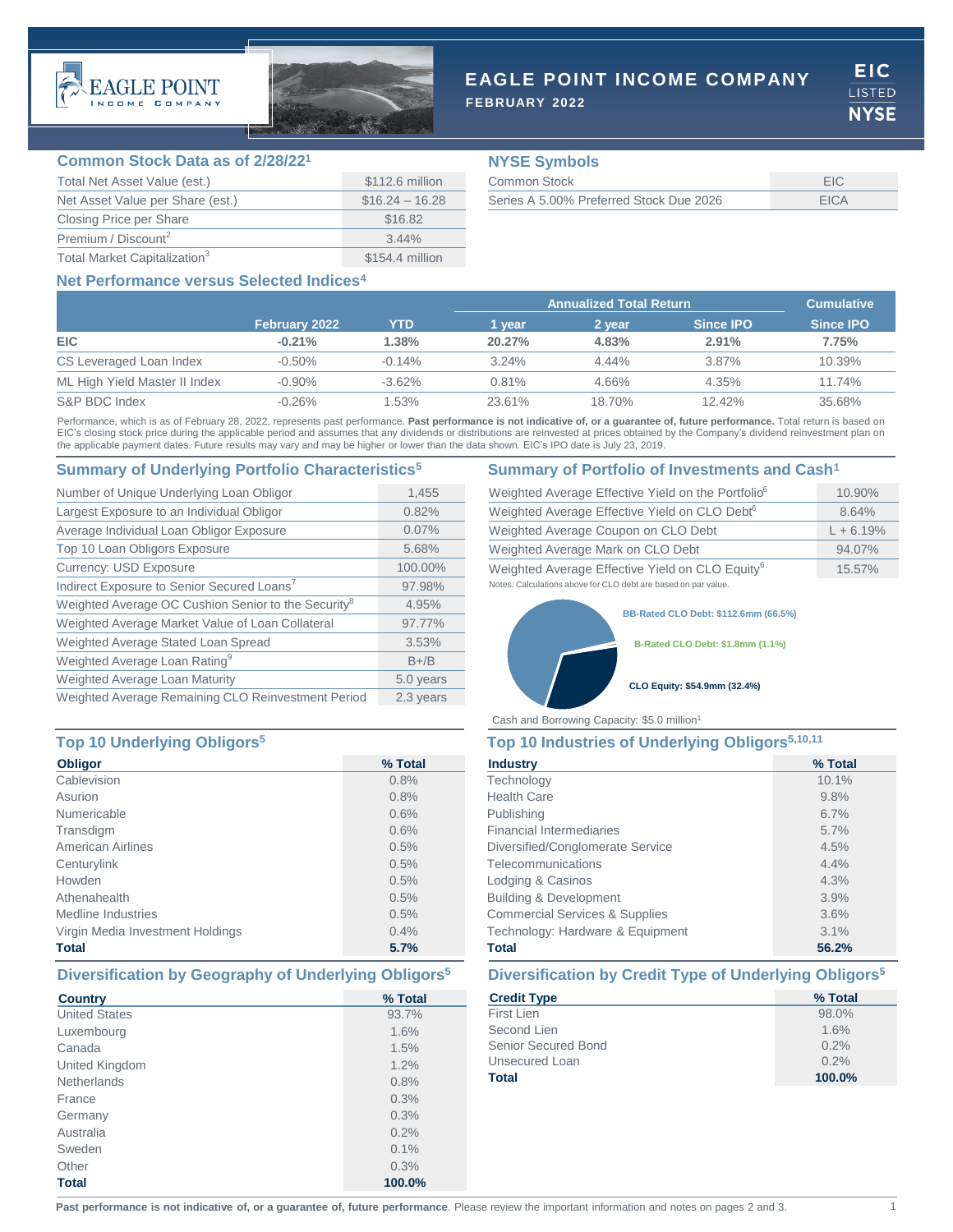# EAGLE POINT INCOME COMPANY

**FEBRUARY 2022**

EIC LISTED NYSE

## Common Stock Data as of 2/28/22[1]

| | |
|---|---|
| Total Net Asset Value (est.) | $112.6 million |
| Net Asset Value per Share (est.) | $16.24 – 16.28 |
| Closing Price per Share | $16.82 |
| Premium / Discount[2] | 3.44% |
| Total Market Capitalization[3] | $154.4 million |

## NYSE Symbols

| | |
|---|---|
| Common Stock | EIC |
| Series A 5.00% Preferred Stock Due 2026 | EICA |

## Net Performance versus Selected Indices[4]

| | | | Annualized Total Return | | | Cumulative |
|---|---|---|---|---|---|---|
| | February 2022 | YTD | 1 year | 2 year | Since IPO | Since IPO |
| **EIC** | **-0.21%** | **1.38%** | **20.27%** | **4.83%** | **2.91%** | **7.75%** |
| CS Leveraged Loan Index | -0.50% | -0.14% | 3.24% | 4.44% | 3.87% | 10.39% |
| ML High Yield Master II Index | -0.90% | -3.62% | 0.81% | 4.66% | 4.35% | 11.74% |
| S&P BDC Index | -0.26% | 1.53% | 23.61% | 18.70% | 12.42% | 35.68% |

Performance, which is as of February 28, 2022, represents past performance. **Past performance is not indicative of, or a guarantee of, future performance.** Total return is based on EIC's closing stock price during the applicable period and assumes that any dividends or distributions are reinvested at prices obtained by the Company's dividend reinvestment plan on the applicable payment dates. Future results may vary and may be higher or lower than the data shown. EIC's IPO date is July 23, 2019.

## Summary of Underlying Portfolio Characteristics[5]

| | |
|---|---|
| Number of Unique Underlying Loan Obligor | 1,455 |
| Largest Exposure to an Individual Obligor | 0.82% |
| Average Individual Loan Obligor Exposure | 0.07% |
| Top 10 Loan Obligors Exposure | 5.68% |
| Currency: USD Exposure | 100.00% |
| Indirect Exposure to Senior Secured Loans[7] | 97.98% |
| Weighted Average OC Cushion Senior to the Security[8] | 4.95% |
| Weighted Average Market Value of Loan Collateral | 97.77% |
| Weighted Average Stated Loan Spread | 3.53% |
| Weighted Average Loan Rating[9] | B+/B |
| Weighted Average Loan Maturity | 5.0 years |
| Weighted Average Remaining CLO Reinvestment Period | 2.3 years |

## Summary of Portfolio of Investments and Cash[1]

| | |
|---|---|
| Weighted Average Effective Yield on the Portfolio[6] | 10.90% |
| Weighted Average Effective Yield on CLO Debt[6] | 8.64% |
| Weighted Average Coupon on CLO Debt | L + 6.19% |
| Weighted Average Mark on CLO Debt | 94.07% |
| Weighted Average Effective Yield on CLO Equity[6] | 15.57% |

Notes: Calculations above for CLO debt are based on par value.

- BB-Rated CLO Debt: $112.6mm (66.5%)
- B-Rated CLO Debt: $1.8mm (1.1%)
- CLO Equity: $54.9mm (32.4%)

Cash and Borrowing Capacity: $5.0 million[1]

## Top 10 Underlying Obligors[5]

| Obligor | % Total |
|---|---|
| Cablevision | 0.8% |
| Asurion | 0.8% |
| Numericable | 0.6% |
| Transdigm | 0.6% |
| American Airlines | 0.5% |
| Centurylink | 0.5% |
| Howden | 0.5% |
| Athenahealth | 0.5% |
| Medline Industries | 0.5% |
| Virgin Media Investment Holdings | 0.4% |
| **Total** | **5.7%** |

## Top 10 Industries of Underlying Obligors[5,10,11]

| Industry | % Total |
|---|---|
| Technology | 10.1% |
| Health Care | 9.8% |
| Publishing | 6.7% |
| Financial Intermediaries | 5.7% |
| Diversified/Conglomerate Service | 4.5% |
| Telecommunications | 4.4% |
| Lodging & Casinos | 4.3% |
| Building & Development | 3.9% |
| Commercial Services & Supplies | 3.6% |
| Technology: Hardware & Equipment | 3.1% |
| **Total** | **56.2%** |

## Diversification by Geography of Underlying Obligors[5]

| Country | % Total |
|---|---|
| United States | 93.7% |
| Luxembourg | 1.6% |
| Canada | 1.5% |
| United Kingdom | 1.2% |
| Netherlands | 0.8% |
| France | 0.3% |
| Germany | 0.3% |
| Australia | 0.2% |
| Sweden | 0.1% |
| Other | 0.3% |
| **Total** | **100.0%** |

## Diversification by Credit Type of Underlying Obligors[5]

| Credit Type | % Total |
|---|---|
| First Lien | 98.0% |
| Second Lien | 1.6% |
| Senior Secured Bond | 0.2% |
| Unsecured Loan | 0.2% |
| **Total** | **100.0%** |

**Past performance is not indicative of, or a guarantee of, future performance**. Please review the important information and notes on pages 2 and 3.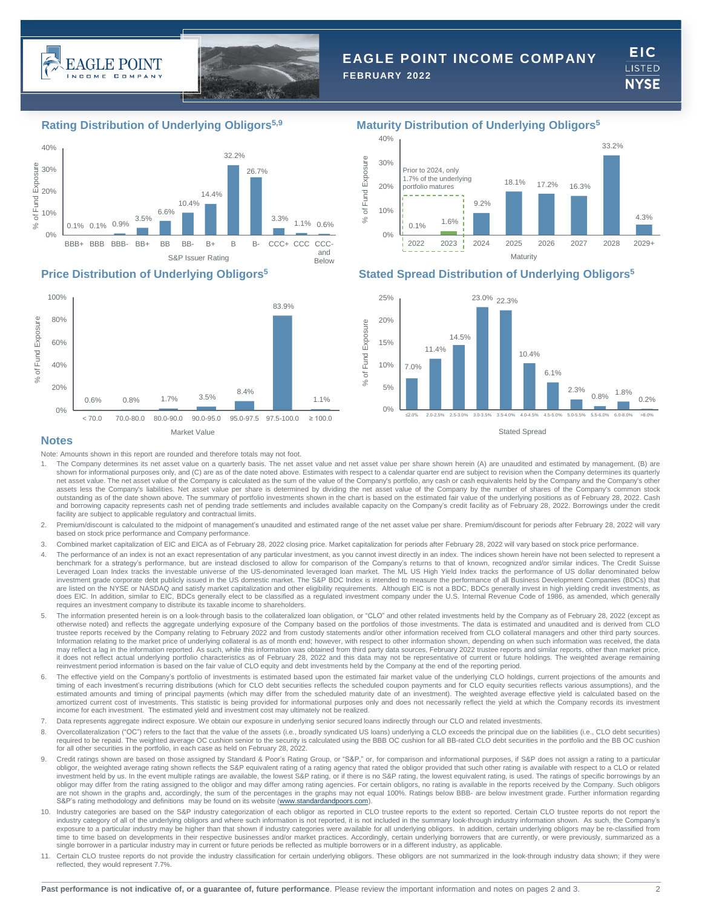# EAGLE POINT INCOME COMPANY

**FEBRUARY 2022**

EIC LISTED NYSE

## Rating Distribution of Underlying Obligors[5,9]

| S&P Issuer Rating | % of Fund Exposure |
|---|---|
| BBB+ | 0.1% |
| BBB | 0.1% |
| BBB- | 0.9% |
| BB+ | 3.5% |
| BB | 6.6% |
| BB- | 10.4% |
| B+ | 14.4% |
| B | 32.2% |
| B- | 26.7% |
| CCC+ | 3.3% |
| CCC | 1.1% |
| CCC- and Below | 0.6% |

## Maturity Distribution of Underlying Obligors[5]

Prior to 2024, only 1.7% of the underlying portfolio matures

| Maturity | % of Fund Exposure |
|---|---|
| 2022 | 0.1% |
| 2023 | 1.6% |
| 2024 | 9.2% |
| 2025 | 18.1% |
| 2026 | 17.2% |
| 2027 | 16.3% |
| 2028 | 33.2% |
| 2029+ | 4.3% |

## Price Distribution of Underlying Obligors[5]

| Market Value | % of Fund Exposure |
|---|---|
| < 70.0 | 0.6% |
| 70.0-80.0 | 0.8% |
| 80.0-90.0 | 1.7% |
| 90.0-95.0 | 3.5% |
| 95.0-97.5 | 8.4% |
| 97.5-100.0 | 83.9% |
| ≥ 100.0 | 1.1% |

## Stated Spread Distribution of Underlying Obligors[5]

| Stated Spread | % of Fund Exposure |
|---|---|
| ≤2.0% | 7.0% |
| 2.0-2.5% | 11.4% |
| 2.5-3.0% | 14.5% |
| 3.0-3.5% | 23.0% |
| 3.5-4.0% | 22.3% |
| 4.0-4.5% | 10.4% |
| 4.5-5.0% | 6.1% |
| 5.0-5.5% | 2.3% |
| 5.5-6.0% | 0.8% |
| 6.0-8.0% | 1.8% |
| >8.0% | 0.2% |

## Notes

Note: Amounts shown in this report are rounded and therefore totals may not foot.

1. The Company determines its net asset value on a quarterly basis. The net asset value and net asset value per share shown herein (A) are unaudited and estimated by management, (B) are shown for informational purposes only, and (C) are as of the date noted above. Estimates with respect to a calendar quarter end are subject to revision when the Company determines its quarterly net asset value. The net asset value of the Company is calculated as the sum of the value of the Company's portfolio, any cash or cash equivalents held by the Company and the Company's other assets less the Company's liabilities. Net asset value per share is determined by dividing the net asset value of the Company by the number of shares of the Company's common stock outstanding as of the date shown above. The summary of portfolio investments shown in the chart is based on the estimated fair value of the underlying positions as of February 28, 2022. Cash and borrowing capacity represents cash net of pending trade settlements and includes available capacity on the Company's credit facility as of February 28, 2022. Borrowings under the credit facility are subject to applicable regulatory and contractual limits.
2. Premium/discount is calculated to the midpoint of management's unaudited and estimated range of the net asset value per share. Premium/discount for periods after February 28, 2022 will vary based on stock price performance and Company performance.
3. Combined market capitalization of EIC and EICA as of February 28, 2022 closing price. Market capitalization for periods after February 28, 2022 will vary based on stock price performance.
4. The performance of an index is not an exact representation of any particular investment, as you cannot invest directly in an index. The indices shown herein have not been selected to represent a benchmark for a strategy's performance, but are instead disclosed to allow for comparison of the Company's returns to that of known, recognized and/or similar indices. The Credit Suisse Leveraged Loan Index tracks the investable universe of the US-denominated leveraged loan market. The ML US High Yield Index tracks the performance of US dollar denominated below investment grade corporate debt publicly issued in the US domestic market. The S&P BDC Index is intended to measure the performance of all Business Development Companies (BDCs) that are listed on the NYSE or NASDAQ and satisfy market capitalization and other eligibility requirements. Although EIC is not a BDC, BDCs generally invest in high yielding credit investments, as does EIC. In addition, similar to EIC, BDCs generally elect to be classified as a regulated investment company under the U.S. Internal Revenue Code of 1986, as amended, which generally requires an investment company to distribute its taxable income to shareholders.
5. The information presented herein is on a look-through basis to the collateralized loan obligation, or "CLO" and other related investments held by the Company as of February 28, 2022 (except as otherwise noted) and reflects the aggregate underlying exposure of the Company based on the portfolios of those investments. The data is estimated and unaudited and is derived from CLO trustee reports received by the Company relating to February 2022 and from custody statements and/or other information received from CLO collateral managers and other third party sources. Information relating to the market price of underlying collateral is as of month end; however, with respect to other information shown, depending on when such information was received, the data may reflect a lag in the information reported. As such, while this information was obtained from third party data sources, February 2022 trustee reports and similar reports, other than market price, it does not reflect actual underlying portfolio characteristics as of February 28, 2022 and this data may not be representative of current or future holdings. The weighted average remaining reinvestment period information is based on the fair value of CLO equity and debt investments held by the Company at the end of the reporting period.
6. The effective yield on the Company's portfolio of investments is estimated based upon the estimated fair market value of the underlying CLO holdings, current projections of the amounts and timing of each investment's recurring distributions (which for CLO debt securities reflects the scheduled coupon payments and for CLO equity securities reflects various assumptions), and the estimated amounts and timing of principal payments (which may differ from the scheduled maturity date of an investment). The weighted average effective yield is calculated based on the amortized current cost of investments. This statistic is being provided for informational purposes only and does not necessarily reflect the yield at which the Company records its investment income for each investment. The estimated yield and investment cost may ultimately not be realized.
7. Data represents aggregate indirect exposure. We obtain our exposure in underlying senior secured loans indirectly through our CLO and related investments.
8. Overcollateralization ("OC") refers to the fact that the value of the assets (i.e., broadly syndicated US loans) underlying a CLO exceeds the principal due on the liabilities (i.e., CLO debt securities) required to be repaid. The weighted average OC cushion senior to the security is calculated using the BBB OC cushion for all BBB-rated CLO debt securities in the portfolio and the BB OC cushion for all other securities in the portfolio, in each case as held on February 28, 2022.
9. Credit ratings shown are based on those assigned by Standard & Poor's Rating Group, or "S&P," or, for comparison and informational purposes, if S&P does not assign a rating to a particular obligor, the weighted average rating shown reflects the S&P equivalent rating of a rating agency that rated the obligor provided that such other rating is available with respect to a CLO or related investment held by us. In the event multiple ratings are available, the lowest S&P rating, or if there is no S&P rating, the lowest equivalent rating, is used. The ratings of specific borrowings by an obligor may differ from the rating assigned to the obligor and may differ among rating agencies. For certain obligors, no rating is available in the reports received by the Company. Such obligors are not shown in the graphs and, accordingly, the sum of the percentages in the graphs may not equal 100%. Ratings below BBB- are below investment grade. Further information regarding S&P's rating methodology and definitions may be found on its website (www.standardandpoors.com).
10. Industry categories are based on the S&P industry categorization of each obligor as reported in CLO trustee reports to the extent so reported. Certain CLO trustee reports do not report the industry category of all of the underlying obligors and where such information is not reported, it is not included in the summary look-through industry information shown. As such, the Company's exposure to a particular industry may be higher than that shown if industry categories were available for all underlying obligors. In addition, certain underlying obligors may be re-classified from time to time based on developments in their respective businesses and/or market practices. Accordingly, certain underlying borrowers that are currently, or were previously, summarized as a single borrower in a particular industry may in current or future periods be reflected as multiple borrowers or in a different industry, as applicable.
11. Certain CLO trustee reports do not provide the industry classification for certain underlying obligors. These obligors are not summarized in the look-through industry data shown; if they were reflected, they would represent 7.7%.

**Past performance is not indicative of, or a guarantee of, future performance**. Please review the important information and notes on pages 2 and 3.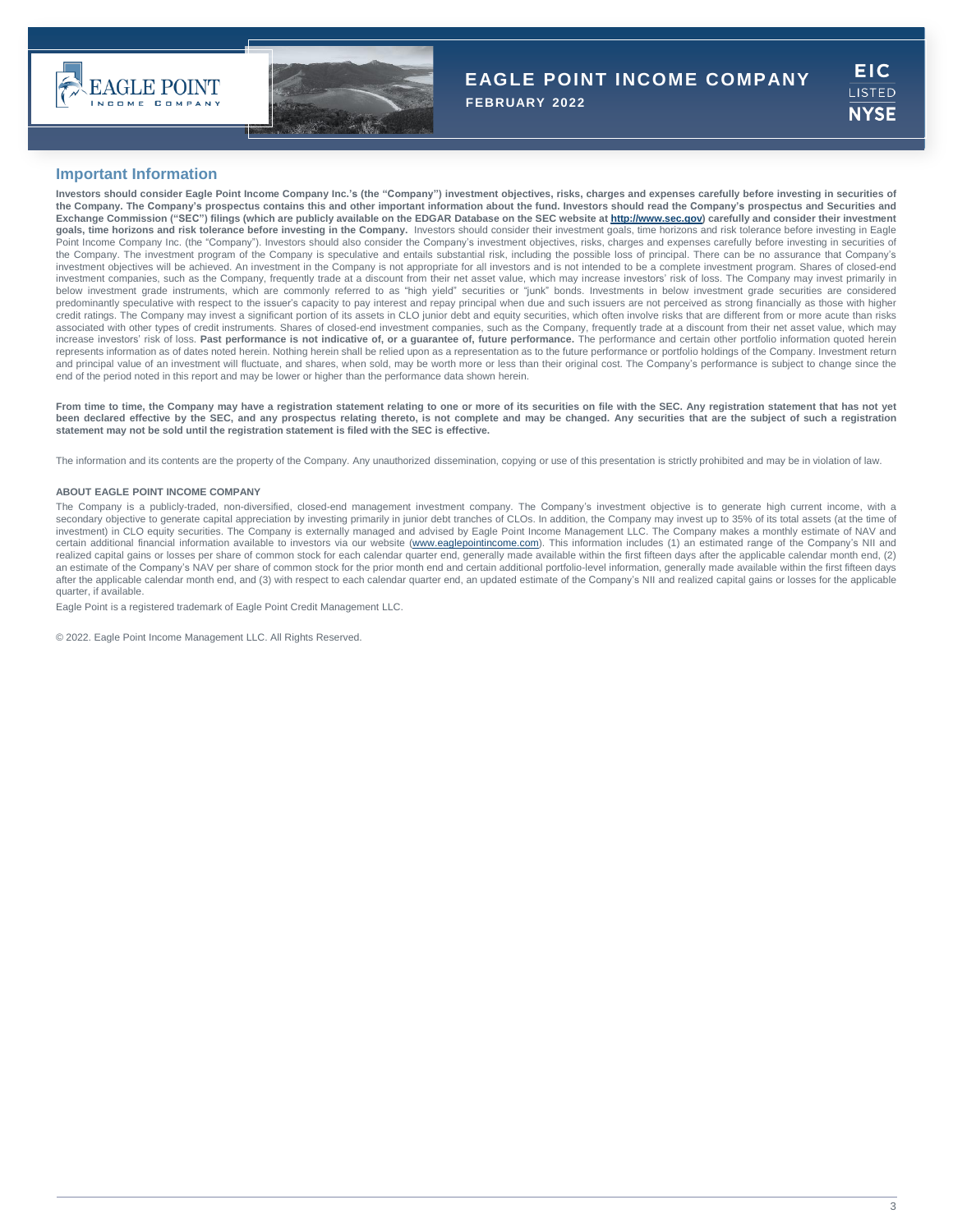# EAGLE POINT INCOME COMPANY

**FEBRUARY 2022**

**EIC LISTED NYSE**

## Important Information

**Investors should consider Eagle Point Income Company Inc.'s (the "Company") investment objectives, risks, charges and expenses carefully before investing in securities of the Company. The Company's prospectus contains this and other important information about the fund. Investors should read the Company's prospectus and Securities and Exchange Commission ("SEC") filings (which are publicly available on the EDGAR Database on the SEC website at http://www.sec.gov) carefully and consider their investment goals, time horizons and risk tolerance before investing in the Company.** Investors should consider their investment goals, time horizons and risk tolerance before investing in Eagle Point Income Company Inc. (the "Company"). Investors should also consider the Company's investment objectives, risks, charges and expenses carefully before investing in securities of the Company. The investment program of the Company is speculative and entails substantial risk, including the possible loss of principal. There can be no assurance that Company's investment objectives will be achieved. An investment in the Company is not appropriate for all investors and is not intended to be a complete investment program. Shares of closed-end investment companies, such as the Company, frequently trade at a discount from their net asset value, which may increase investors' risk of loss. The Company may invest primarily in below investment grade instruments, which are commonly referred to as "high yield" securities or "junk" bonds. Investments in below investment grade securities are considered predominantly speculative with respect to the issuer's capacity to pay interest and repay principal when due and such issuers are not perceived as strong financially as those with higher credit ratings. The Company may invest a significant portion of its assets in CLO junior debt and equity securities, which often involve risks that are different from or more acute than risks associated with other types of credit instruments. Shares of closed-end investment companies, such as the Company, frequently trade at a discount from their net asset value, which may increase investors' risk of loss. **Past performance is not indicative of, or a guarantee of, future performance.** The performance and certain other portfolio information quoted herein represents information as of dates noted herein. Nothing herein shall be relied upon as a representation as to the future performance or portfolio holdings of the Company. Investment return and principal value of an investment will fluctuate, and shares, when sold, may be worth more or less than their original cost. The Company's performance is subject to change since the end of the period noted in this report and may be lower or higher than the performance data shown herein.

**From time to time, the Company may have a registration statement relating to one or more of its securities on file with the SEC. Any registration statement that has not yet been declared effective by the SEC, and any prospectus relating thereto, is not complete and may be changed. Any securities that are the subject of such a registration statement may not be sold until the registration statement is filed with the SEC is effective.**

The information and its contents are the property of the Company. Any unauthorized dissemination, copying or use of this presentation is strictly prohibited and may be in violation of law.

**ABOUT EAGLE POINT INCOME COMPANY**

The Company is a publicly-traded, non-diversified, closed-end management investment company. The Company's investment objective is to generate high current income, with a secondary objective to generate capital appreciation by investing primarily in junior debt tranches of CLOs. In addition, the Company may invest up to 35% of its total assets (at the time of investment) in CLO equity securities. The Company is externally managed and advised by Eagle Point Income Management LLC. The Company makes a monthly estimate of NAV and certain additional financial information available to investors via our website (www.eaglepointincome.com). This information includes (1) an estimated range of the Company's NII and realized capital gains or losses per share of common stock for each calendar quarter end, generally made available within the first fifteen days after the applicable calendar month end, (2) an estimate of the Company's NAV per share of common stock for the prior month end and certain additional portfolio-level information, generally made available within the first fifteen days after the applicable calendar month end, and (3) with respect to each calendar quarter end, an updated estimate of the Company's NII and realized capital gains or losses for the applicable quarter, if available.

Eagle Point is a registered trademark of Eagle Point Credit Management LLC.

© 2022. Eagle Point Income Management LLC. All Rights Reserved.